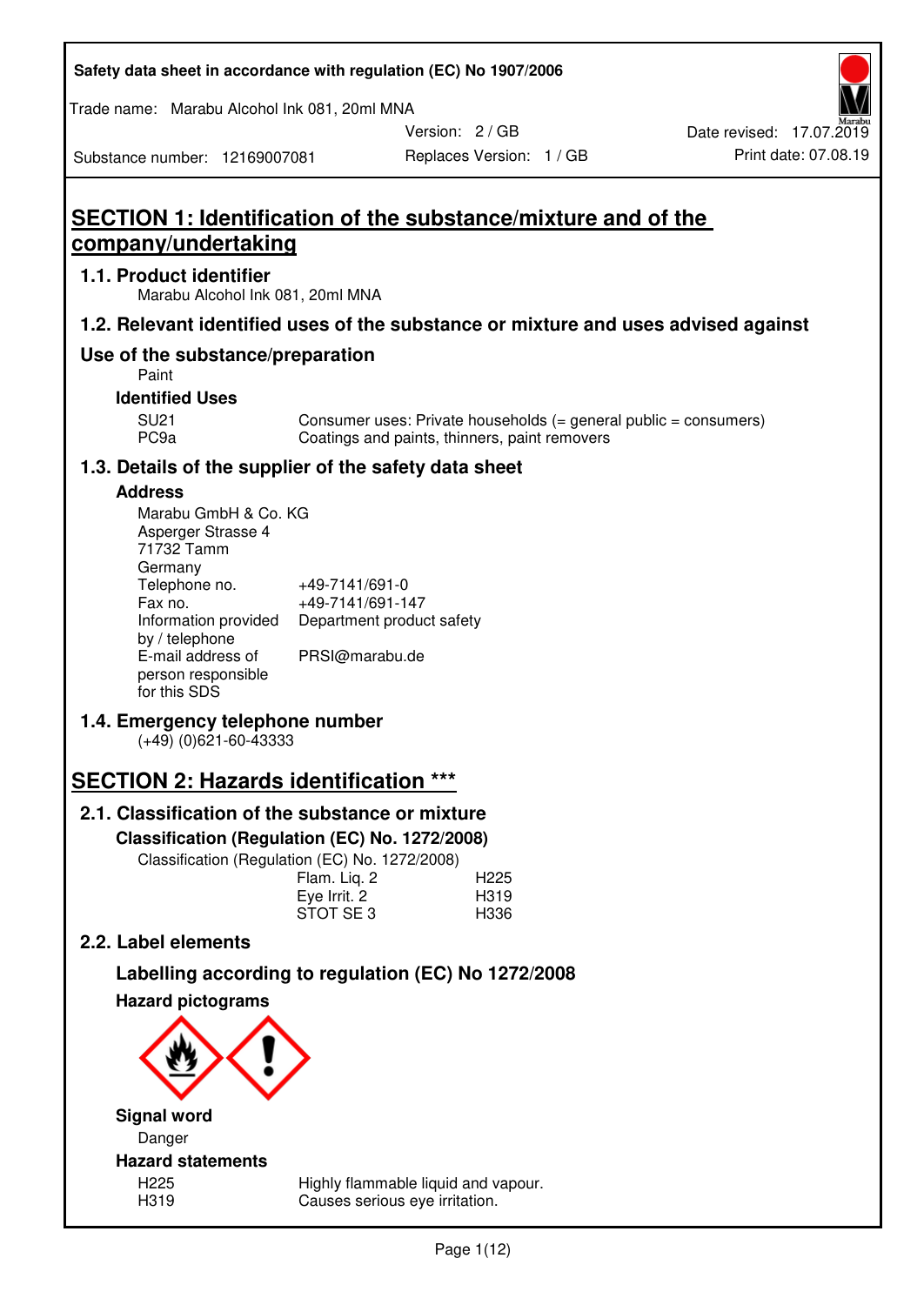Safety data sheet in accordance with regulation (EC) No 1907/2006

Trade name: Marabu Alcohol Ink 081, 20ml MNA

Substance number: 12169007081 | Version: 2 / GB | Replaces Version: 1 / GB | Date revised: 17.07.2019 | Print date: 07.08.19

# SECTION 1: Identification of the substance/mixture and of the company/undertaking

## 1.1. Product identifier

Marabu Alcohol Ink 081, 20ml MNA

## 1.2. Relevant identified uses of the substance or mixture and uses advised against

### Use of the substance/preparation

Paint

**Identified Uses**

| | |
|---|---|
| SU21 | Consumer uses: Private households (= general public = consumers) |
| PC9a | Coatings and paints, thinners, paint removers |

## 1.3. Details of the supplier of the safety data sheet

**Address**

Marabu GmbH & Co. KG
Asperger Strasse 4
71732 Tamm
Germany

| | |
|---|---|
| Telephone no. | +49-7141/691-0 |
| Fax no. | +49-7141/691-147 |
| Information provided by / telephone | Department product safety |
| E-mail address of person responsible for this SDS | PRSI@marabu.de |

## 1.4. Emergency telephone number

(+49) (0)621-60-43333

# SECTION 2: Hazards identification ***

## 2.1. Classification of the substance or mixture

**Classification (Regulation (EC) No. 1272/2008)**

Classification (Regulation (EC) No. 1272/2008)

| | |
|---|---|
| Flam. Liq. 2 | H225 |
| Eye Irrit. 2 | H319 |
| STOT SE 3 | H336 |

## 2.2. Label elements

### Labelling according to regulation (EC) No 1272/2008

**Hazard pictograms**

**Signal word**

Danger

**Hazard statements**

| | |
|---|---|
| H225 | Highly flammable liquid and vapour. |
| H319 | Causes serious eye irritation. |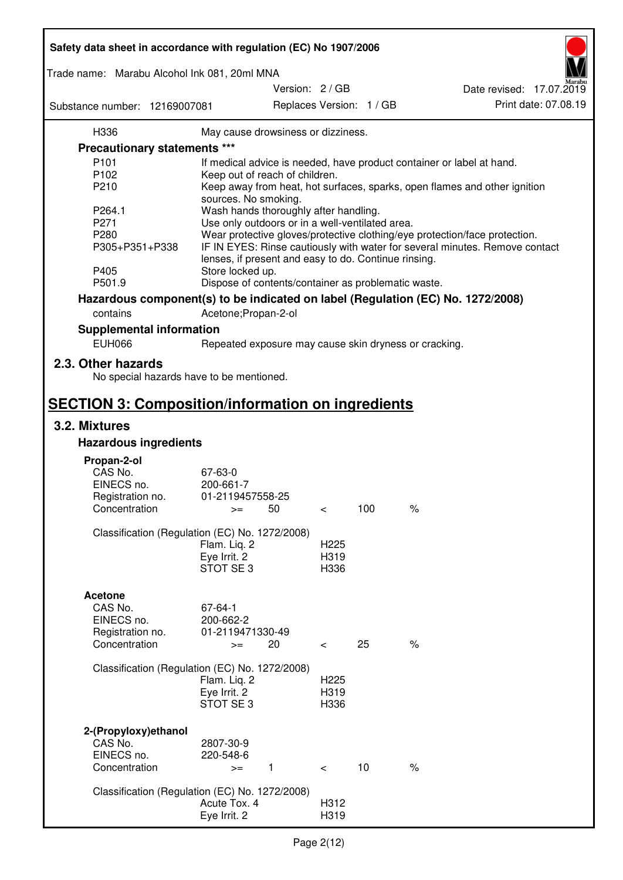| | |
|---|---|
| H336 | May cause drowsiness or dizziness. |

**Precautionary statements \*\*\***

| | |
|---|---|
| P101 | If medical advice is needed, have product container or label at hand. |
| P102 | Keep out of reach of children. |
| P210 | Keep away from heat, hot surfaces, sparks, open flames and other ignition sources. No smoking. |
| P264.1 | Wash hands thoroughly after handling. |
| P271 | Use only outdoors or in a well-ventilated area. |
| P280 | Wear protective gloves/protective clothing/eye protection/face protection. |
| P305+P351+P338 | IF IN EYES: Rinse cautiously with water for several minutes. Remove contact lenses, if present and easy to do. Continue rinsing. |
| P405 | Store locked up. |
| P501.9 | Dispose of contents/container as problematic waste. |

**Hazardous component(s) to be indicated on label (Regulation (EC) No. 1272/2008)**

| | |
|---|---|
| contains | Acetone;Propan-2-ol |

**Supplemental information**

| | |
|---|---|
| EUH066 | Repeated exposure may cause skin dryness or cracking. |

## 2.3. Other hazards

No special hazards have to be mentioned.

# SECTION 3: Composition/information on ingredients

## 3.2. Mixtures

### Hazardous ingredients

**Propan-2-ol**

| | | | | | |
|---|---|---|---|---|---|
| CAS No. | 67-63-0 | | | | |
| EINECS no. | 200-661-7 | | | | |
| Registration no. | 01-2119457558-25 | | | | |
| Concentration | >= | 50 | < | 100 | % |

Classification (Regulation (EC) No. 1272/2008)

| | |
|---|---|
| Flam. Liq. 2 | H225 |
| Eye Irrit. 2 | H319 |
| STOT SE 3 | H336 |

**Acetone**

| | | | | | |
|---|---|---|---|---|---|
| CAS No. | 67-64-1 | | | | |
| EINECS no. | 200-662-2 | | | | |
| Registration no. | 01-2119471330-49 | | | | |
| Concentration | >= | 20 | < | 25 | % |

Classification (Regulation (EC) No. 1272/2008)

| | |
|---|---|
| Flam. Liq. 2 | H225 |
| Eye Irrit. 2 | H319 |
| STOT SE 3 | H336 |

**2-(Propyloxy)ethanol**

| | | | | | |
|---|---|---|---|---|---|
| CAS No. | 2807-30-9 | | | | |
| EINECS no. | 220-548-6 | | | | |
| Concentration | >= | 1 | < | 10 | % |

Classification (Regulation (EC) No. 1272/2008)

| | |
|---|---|
| Acute Tox. 4 | H312 |
| Eye Irrit. 2 | H319 |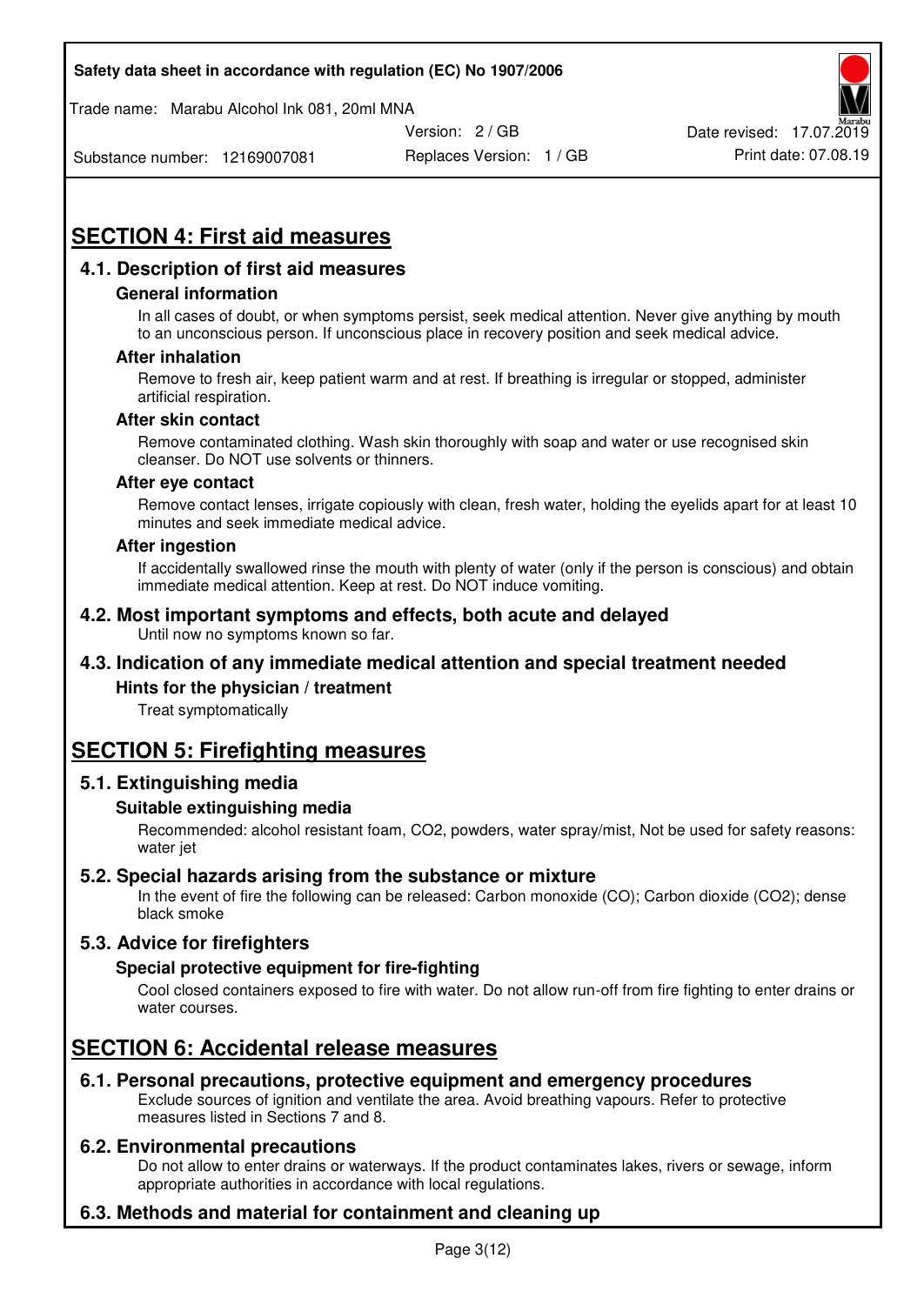# SECTION 4: First aid measures

## 4.1. Description of first aid measures

### General information

In all cases of doubt, or when symptoms persist, seek medical attention. Never give anything by mouth to an unconscious person. If unconscious place in recovery position and seek medical advice.

### After inhalation

Remove to fresh air, keep patient warm and at rest. If breathing is irregular or stopped, administer artificial respiration.

### After skin contact

Remove contaminated clothing. Wash skin thoroughly with soap and water or use recognised skin cleanser. Do NOT use solvents or thinners.

### After eye contact

Remove contact lenses, irrigate copiously with clean, fresh water, holding the eyelids apart for at least 10 minutes and seek immediate medical advice.

### After ingestion

If accidentally swallowed rinse the mouth with plenty of water (only if the person is conscious) and obtain immediate medical attention. Keep at rest. Do NOT induce vomiting.

## 4.2. Most important symptoms and effects, both acute and delayed

Until now no symptoms known so far.

## 4.3. Indication of any immediate medical attention and special treatment needed

### Hints for the physician / treatment

Treat symptomatically

# SECTION 5: Firefighting measures

## 5.1. Extinguishing media

### Suitable extinguishing media

Recommended: alcohol resistant foam, $CO_2$, powders, water spray/mist, Not be used for safety reasons: water jet

## 5.2. Special hazards arising from the substance or mixture

In the event of fire the following can be released: Carbon monoxide (CO); Carbon dioxide ($CO_2$); dense black smoke

## 5.3. Advice for firefighters

### Special protective equipment for fire-fighting

Cool closed containers exposed to fire with water. Do not allow run-off from fire fighting to enter drains or water courses.

# SECTION 6: Accidental release measures

## 6.1. Personal precautions, protective equipment and emergency procedures

Exclude sources of ignition and ventilate the area. Avoid breathing vapours. Refer to protective measures listed in Sections 7 and 8.

## 6.2. Environmental precautions

Do not allow to enter drains or waterways. If the product contaminates lakes, rivers or sewage, inform appropriate authorities in accordance with local regulations.

## 6.3. Methods and material for containment and cleaning up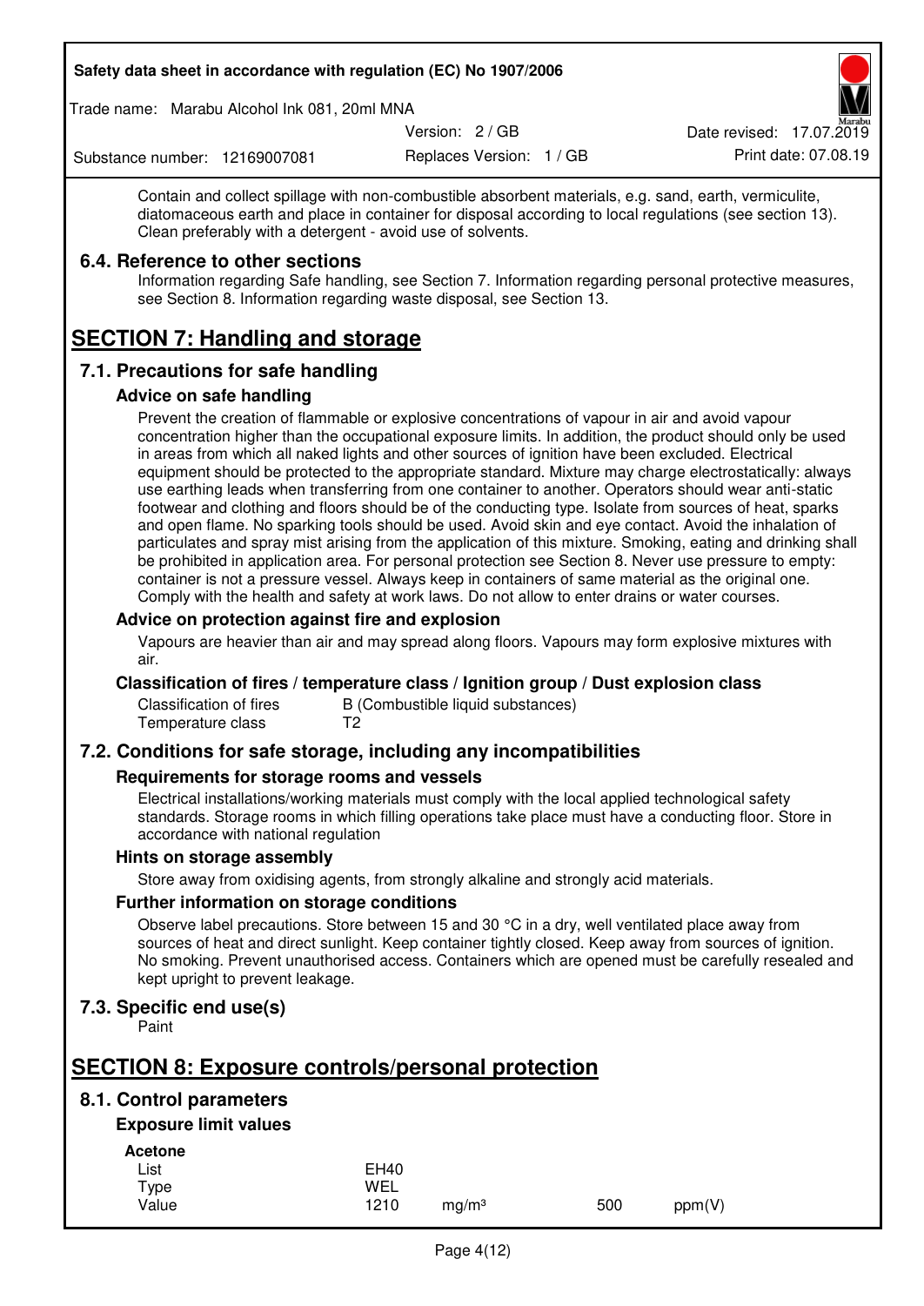Contain and collect spillage with non-combustible absorbent materials, e.g. sand, earth, vermiculite, diatomaceous earth and place in container for disposal according to local regulations (see section 13). Clean preferably with a detergent - avoid use of solvents.

### 6.4. Reference to other sections

Information regarding Safe handling, see Section 7. Information regarding personal protective measures, see Section 8. Information regarding waste disposal, see Section 13.

# SECTION 7: Handling and storage

## 7.1. Precautions for safe handling

### Advice on safe handling

Prevent the creation of flammable or explosive concentrations of vapour in air and avoid vapour concentration higher than the occupational exposure limits. In addition, the product should only be used in areas from which all naked lights and other sources of ignition have been excluded. Electrical equipment should be protected to the appropriate standard. Mixture may charge electrostatically: always use earthing leads when transferring from one container to another. Operators should wear anti-static footwear and clothing and floors should be of the conducting type. Isolate from sources of heat, sparks and open flame. No sparking tools should be used. Avoid skin and eye contact. Avoid the inhalation of particulates and spray mist arising from the application of this mixture. Smoking, eating and drinking shall be prohibited in application area. For personal protection see Section 8. Never use pressure to empty: container is not a pressure vessel. Always keep in containers of same material as the original one. Comply with the health and safety at work laws. Do not allow to enter drains or water courses.

### Advice on protection against fire and explosion

Vapours are heavier than air and may spread along floors. Vapours may form explosive mixtures with air.

### Classification of fires / temperature class / Ignition group / Dust explosion class

| | |
|---|---|
| Classification of fires | B (Combustible liquid substances) |
| Temperature class | T2 |

## 7.2. Conditions for safe storage, including any incompatibilities

### Requirements for storage rooms and vessels

Electrical installations/working materials must comply with the local applied technological safety standards. Storage rooms in which filling operations take place must have a conducting floor. Store in accordance with national regulation

### Hints on storage assembly

Store away from oxidising agents, from strongly alkaline and strongly acid materials.

### Further information on storage conditions

Observe label precautions. Store between 15 and 30 °C in a dry, well ventilated place away from sources of heat and direct sunlight. Keep container tightly closed. Keep away from sources of ignition. No smoking. Prevent unauthorised access. Containers which are opened must be carefully resealed and kept upright to prevent leakage.

## 7.3. Specific end use(s)

Paint

# SECTION 8: Exposure controls/personal protection

## 8.1. Control parameters

### Exposure limit values

**Acetone**

| | | | | |
|---|---|---|---|---|
| List | EH40 | | | |
| Type | WEL | | | |
| Value | 1210 | mg/m³ | 500 | ppm(V) |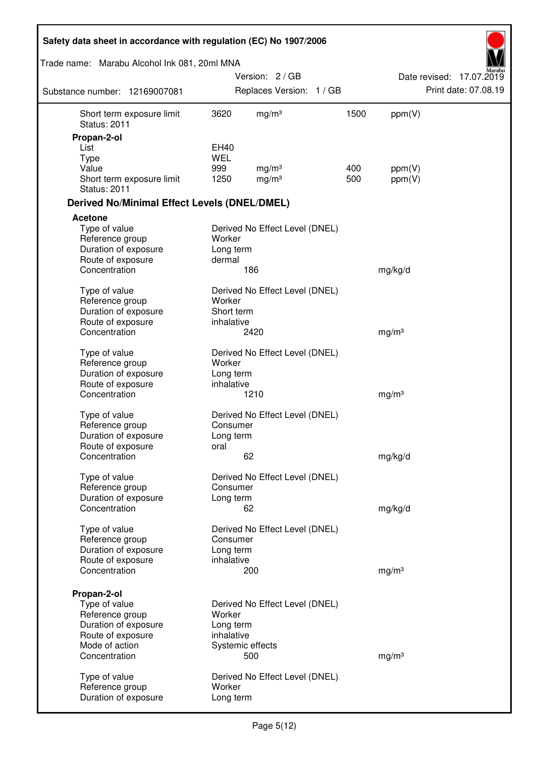| | | | | |
|---|---|---|---|---|
| Short term exposure limit | 3620 | mg/m³ | 1500 | ppm(V) |
| Status: 2011 | | | | |

**Propan-2-ol**

| | | | | |
|---|---|---|---|---|
| List | EH40 | | | |
| Type | WEL | | | |
| Value | 999 | mg/m³ | 400 | ppm(V) |
| Short term exposure limit | 1250 | mg/m³ | 500 | ppm(V) |
| Status: 2011 | | | | |

### Derived No/Minimal Effect Levels (DNEL/DMEL)

**Acetone**

| | | |
|---|---|---|
| Type of value | Derived No Effect Level (DNEL) | |
| Reference group | Worker | |
| Duration of exposure | Long term | |
| Route of exposure | dermal | |
| Concentration | 186 | mg/kg/d |

| | | |
|---|---|---|
| Type of value | Derived No Effect Level (DNEL) | |
| Reference group | Worker | |
| Duration of exposure | Short term | |
| Route of exposure | inhalative | |
| Concentration | 2420 | mg/m³ |

| | | |
|---|---|---|
| Type of value | Derived No Effect Level (DNEL) | |
| Reference group | Worker | |
| Duration of exposure | Long term | |
| Route of exposure | inhalative | |
| Concentration | 1210 | mg/m³ |

| | | |
|---|---|---|
| Type of value | Derived No Effect Level (DNEL) | |
| Reference group | Consumer | |
| Duration of exposure | Long term | |
| Route of exposure | oral | |
| Concentration | 62 | mg/kg/d |

| | | |
|---|---|---|
| Type of value | Derived No Effect Level (DNEL) | |
| Reference group | Consumer | |
| Duration of exposure | Long term | |
| Concentration | 62 | mg/kg/d |

| | | |
|---|---|---|
| Type of value | Derived No Effect Level (DNEL) | |
| Reference group | Consumer | |
| Duration of exposure | Long term | |
| Route of exposure | inhalative | |
| Concentration | 200 | mg/m³ |

**Propan-2-ol**

| | | |
|---|---|---|
| Type of value | Derived No Effect Level (DNEL) | |
| Reference group | Worker | |
| Duration of exposure | Long term | |
| Route of exposure | inhalative | |
| Mode of action | Systemic effects | |
| Concentration | 500 | mg/m³ |

| | | |
|---|---|---|
| Type of value | Derived No Effect Level (DNEL) | |
| Reference group | Worker | |
| Duration of exposure | Long term | |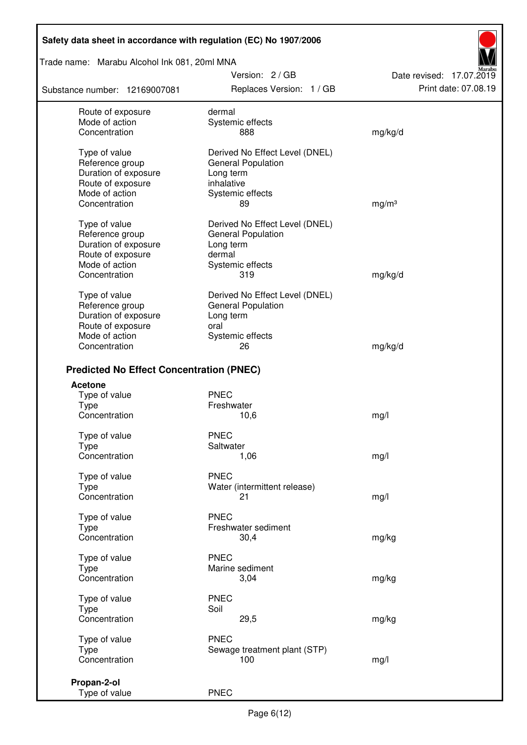| | | |
|---|---|---|
| Route of exposure | dermal | |
| Mode of action | Systemic effects | |
| Concentration | 888 | mg/kg/d |
| | | |
| Type of value | Derived No Effect Level (DNEL) | |
| Reference group | General Population | |
| Duration of exposure | Long term | |
| Route of exposure | inhalative | |
| Mode of action | Systemic effects | |
| Concentration | 89 | mg/m³ |
| | | |
| Type of value | Derived No Effect Level (DNEL) | |
| Reference group | General Population | |
| Duration of exposure | Long term | |
| Route of exposure | dermal | |
| Mode of action | Systemic effects | |
| Concentration | 319 | mg/kg/d |
| | | |
| Type of value | Derived No Effect Level (DNEL) | |
| Reference group | General Population | |
| Duration of exposure | Long term | |
| Route of exposure | oral | |
| Mode of action | Systemic effects | |
| Concentration | 26 | mg/kg/d |

## Predicted No Effect Concentration (PNEC)

**Acetone**

| | | |
|---|---|---|
| Type of value | PNEC | |
| Type | Freshwater | |
| Concentration | 10,6 | mg/l |
| | | |
| Type of value | PNEC | |
| Type | Saltwater | |
| Concentration | 1,06 | mg/l |
| | | |
| Type of value | PNEC | |
| Type | Water (intermittent release) | |
| Concentration | 21 | mg/l |
| | | |
| Type of value | PNEC | |
| Type | Freshwater sediment | |
| Concentration | 30,4 | mg/kg |
| | | |
| Type of value | PNEC | |
| Type | Marine sediment | |
| Concentration | 3,04 | mg/kg |
| | | |
| Type of value | PNEC | |
| Type | Soil | |
| Concentration | 29,5 | mg/kg |
| | | |
| Type of value | PNEC | |
| Type | Sewage treatment plant (STP) | |
| Concentration | 100 | mg/l |

**Propan-2-ol**

| | |
|---|---|
| Type of value | PNEC |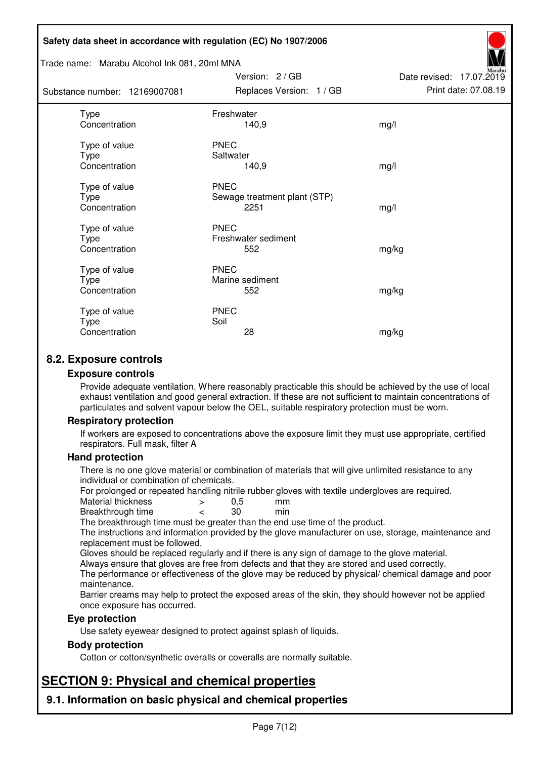| | | |
|---|---|---|
| Type | Freshwater | |
| Concentration | 140,9 | mg/l |
| | | |
| Type of value | PNEC | |
| Type | Saltwater | |
| Concentration | 140,9 | mg/l |
| | | |
| Type of value | PNEC | |
| Type | Sewage treatment plant (STP) | |
| Concentration | 2251 | mg/l |
| | | |
| Type of value | PNEC | |
| Type | Freshwater sediment | |
| Concentration | 552 | mg/kg |
| | | |
| Type of value | PNEC | |
| Type | Marine sediment | |
| Concentration | 552 | mg/kg |
| | | |
| Type of value | PNEC | |
| Type | Soil | |
| Concentration | 28 | mg/kg |

## 8.2. Exposure controls

### Exposure controls

Provide adequate ventilation. Where reasonably practicable this should be achieved by the use of local exhaust ventilation and good general extraction. If these are not sufficient to maintain concentrations of particulates and solvent vapour below the OEL, suitable respiratory protection must be worn.

### Respiratory protection

If workers are exposed to concentrations above the exposure limit they must use appropriate, certified respirators. Full mask, filter A

### Hand protection

There is no one glove material or combination of materials that will give unlimited resistance to any individual or combination of chemicals.

For prolonged or repeated handling nitrile rubber gloves with textile undergloves are required.

| | | | |
|---|---|---|---|
| Material thickness | > | 0,5 | mm |
| Breakthrough time | < | 30 | min |

The breakthrough time must be greater than the end use time of the product.

The instructions and information provided by the glove manufacturer on use, storage, maintenance and replacement must be followed.

Gloves should be replaced regularly and if there is any sign of damage to the glove material.

Always ensure that gloves are free from defects and that they are stored and used correctly.

The performance or effectiveness of the glove may be reduced by physical/ chemical damage and poor maintenance.

Barrier creams may help to protect the exposed areas of the skin, they should however not be applied once exposure has occurred.

### Eye protection

Use safety eyewear designed to protect against splash of liquids.

### Body protection

Cotton or cotton/synthetic overalls or coveralls are normally suitable.

# SECTION 9: Physical and chemical properties

## 9.1. Information on basic physical and chemical properties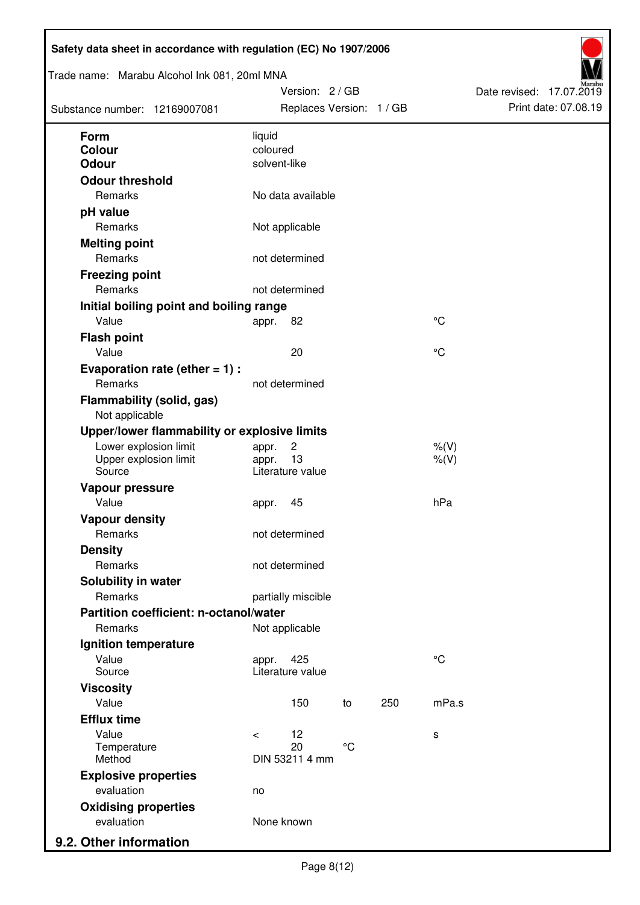| | | | | |
|---|---|---|---|---|
| **Form** | liquid | | | |
| **Colour** | coloured | | | |
| **Odour** | solvent-like | | | |
| **Odour threshold** | | | | |
| Remarks | No data available | | | |
| **pH value** | | | | |
| Remarks | Not applicable | | | |
| **Melting point** | | | | |
| Remarks | not determined | | | |
| **Freezing point** | | | | |
| Remarks | not determined | | | |
| **Initial boiling point and boiling range** | | | | |
| Value | appr. 82 | | | °C |
| **Flash point** | | | | |
| Value | 20 | | | °C |
| **Evaporation rate (ether = 1) :** | | | | |
| Remarks | not determined | | | |
| **Flammability (solid, gas)** | | | | |
| Not applicable | | | | |
| **Upper/lower flammability or explosive limits** | | | | |
| Lower explosion limit | appr. 2 | | | %(V) |
| Upper explosion limit | appr. 13 | | | %(V) |
| Source | Literature value | | | |
| **Vapour pressure** | | | | |
| Value | appr. 45 | | | hPa |
| **Vapour density** | | | | |
| Remarks | not determined | | | |
| **Density** | | | | |
| Remarks | not determined | | | |
| **Solubility in water** | | | | |
| Remarks | partially miscible | | | |
| **Partition coefficient: n-octanol/water** | | | | |
| Remarks | Not applicable | | | |
| **Ignition temperature** | | | | |
| Value | appr. 425 | | | °C |
| Source | Literature value | | | |
| **Viscosity** | | | | |
| Value | 150 | to | 250 | mPa.s |
| **Efflux time** | | | | |
| Value | < 12 | | | s |
| Temperature | 20 | °C | | |
| Method | DIN 53211 4 mm | | | |
| **Explosive properties** | | | | |
| evaluation | no | | | |
| **Oxidising properties** | | | | |
| evaluation | None known | | | |

## 9.2. Other information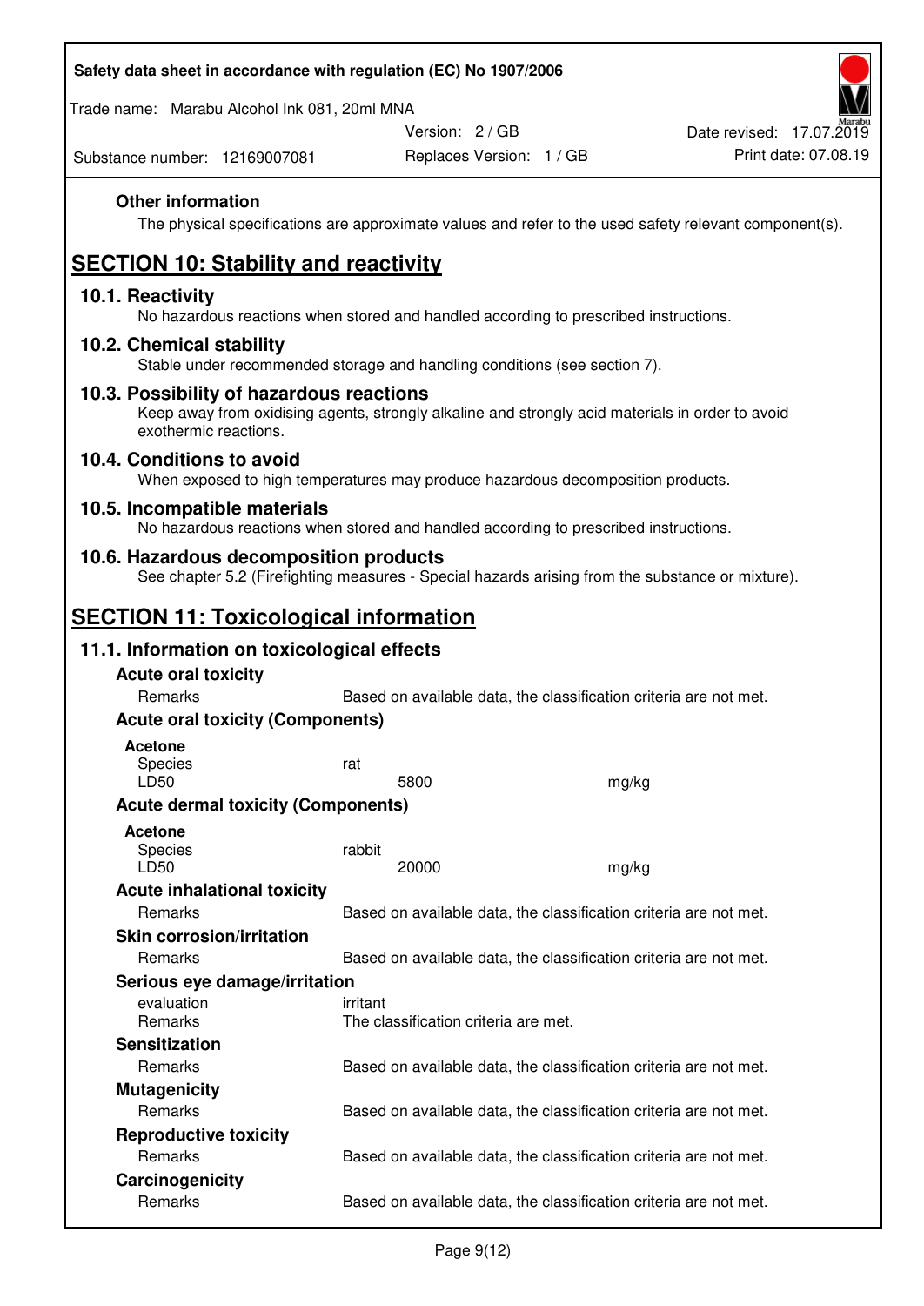### Other information

The physical specifications are approximate values and refer to the used safety relevant component(s).

## SECTION 10: Stability and reactivity

### 10.1. Reactivity

No hazardous reactions when stored and handled according to prescribed instructions.

### 10.2. Chemical stability

Stable under recommended storage and handling conditions (see section 7).

### 10.3. Possibility of hazardous reactions

Keep away from oxidising agents, strongly alkaline and strongly acid materials in order to avoid exothermic reactions.

### 10.4. Conditions to avoid

When exposed to high temperatures may produce hazardous decomposition products.

### 10.5. Incompatible materials

No hazardous reactions when stored and handled according to prescribed instructions.

### 10.6. Hazardous decomposition products

See chapter 5.2 (Firefighting measures - Special hazards arising from the substance or mixture).

## SECTION 11: Toxicological information

### 11.1. Information on toxicological effects

**Acute oral toxicity**

Remarks: Based on available data, the classification criteria are not met.

**Acute oral toxicity (Components)**

**Acetone**

| | | |
|---|---|---|
| Species | rat | |
| LD50 | 5800 | mg/kg |

**Acute dermal toxicity (Components)**

**Acetone**

| | | |
|---|---|---|
| Species | rabbit | |
| LD50 | 20000 | mg/kg |

**Acute inhalational toxicity**

Remarks: Based on available data, the classification criteria are not met.

**Skin corrosion/irritation**

Remarks: Based on available data, the classification criteria are not met.

**Serious eye damage/irritation**

evaluation: irritant
Remarks: The classification criteria are met.

**Sensitization**

Remarks: Based on available data, the classification criteria are not met.

**Mutagenicity**

Remarks: Based on available data, the classification criteria are not met.

**Reproductive toxicity**

Remarks: Based on available data, the classification criteria are not met.

**Carcinogenicity**

Remarks: Based on available data, the classification criteria are not met.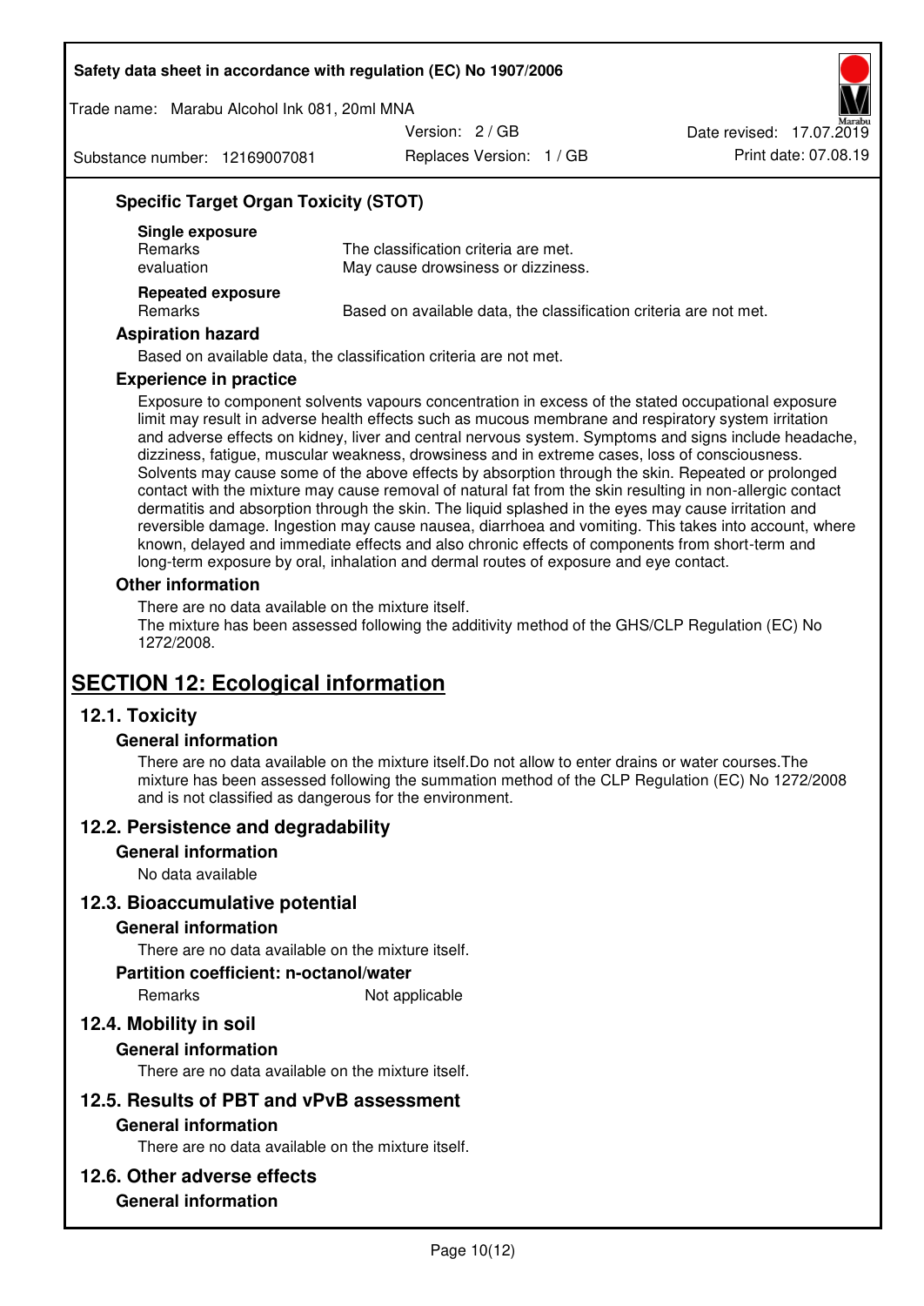### Specific Target Organ Toxicity (STOT)

**Single exposure**

| | |
|---|---|
| Remarks | The classification criteria are met. |
| evaluation | May cause drowsiness or dizziness. |

**Repeated exposure**

| | |
|---|---|
| Remarks | Based on available data, the classification criteria are not met. |

### Aspiration hazard

Based on available data, the classification criteria are not met.

### Experience in practice

Exposure to component solvents vapours concentration in excess of the stated occupational exposure limit may result in adverse health effects such as mucous membrane and respiratory system irritation and adverse effects on kidney, liver and central nervous system. Symptoms and signs include headache, dizziness, fatigue, muscular weakness, drowsiness and in extreme cases, loss of consciousness. Solvents may cause some of the above effects by absorption through the skin. Repeated or prolonged contact with the mixture may cause removal of natural fat from the skin resulting in non-allergic contact dermatitis and absorption through the skin. The liquid splashed in the eyes may cause irritation and reversible damage. Ingestion may cause nausea, diarrhoea and vomiting. This takes into account, where known, delayed and immediate effects and also chronic effects of components from short-term and long-term exposure by oral, inhalation and dermal routes of exposure and eye contact.

### Other information

There are no data available on the mixture itself.
The mixture has been assessed following the additivity method of the GHS/CLP Regulation (EC) No 1272/2008.

# SECTION 12: Ecological information

## 12.1. Toxicity

### General information

There are no data available on the mixture itself.Do not allow to enter drains or water courses.The mixture has been assessed following the summation method of the CLP Regulation (EC) No 1272/2008 and is not classified as dangerous for the environment.

## 12.2. Persistence and degradability

### General information

No data available

## 12.3. Bioaccumulative potential

### General information

There are no data available on the mixture itself.

### Partition coefficient: n-octanol/water

| | |
|---|---|
| Remarks | Not applicable |

## 12.4. Mobility in soil

### General information

There are no data available on the mixture itself.

## 12.5. Results of PBT and vPvB assessment

### General information

There are no data available on the mixture itself.

## 12.6. Other adverse effects

### General information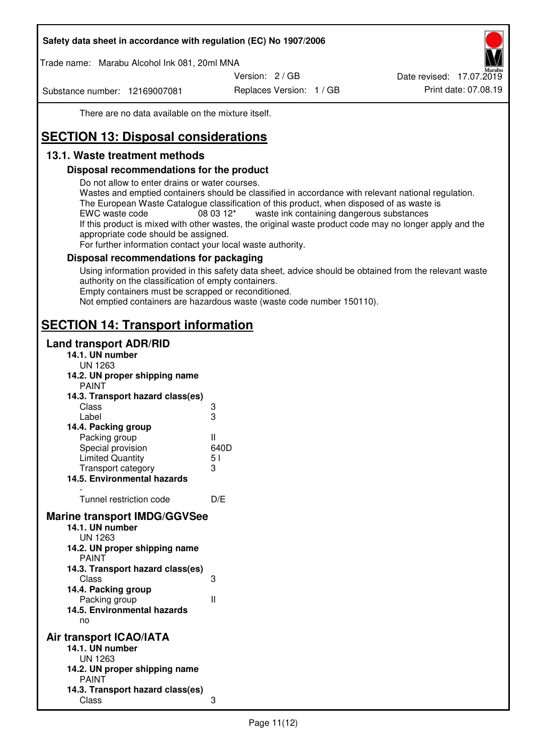There are no data available on the mixture itself.

# SECTION 13: Disposal considerations

## 13.1. Waste treatment methods

### Disposal recommendations for the product

Do not allow to enter drains or water courses.
Wastes and emptied containers should be classified in accordance with relevant national regulation.
The European Waste Catalogue classification of this product, when disposed of as waste is
EWC waste code 08 03 12* waste ink containing dangerous substances
If this product is mixed with other wastes, the original waste product code may no longer apply and the appropriate code should be assigned.
For further information contact your local waste authority.

### Disposal recommendations for packaging

Using information provided in this safety data sheet, advice should be obtained from the relevant waste authority on the classification of empty containers.
Empty containers must be scrapped or reconditioned.
Not emptied containers are hazardous waste (waste code number 150110).

# SECTION 14: Transport information

## Land transport ADR/RID

**14.1. UN number**
UN 1263

**14.2. UN proper shipping name**
PAINT

**14.3. Transport hazard class(es)**

| | |
|---|---|
| Class | 3 |
| Label | 3 |

**14.4. Packing group**

| | |
|---|---|
| Packing group | II |
| Special provision | 640D |
| Limited Quantity | 5 l |
| Transport category | 3 |

**14.5. Environmental hazards**
-

| | |
|---|---|
| Tunnel restriction code | D/E |

## Marine transport IMDG/GGVSee

**14.1. UN number**
UN 1263

**14.2. UN proper shipping name**
PAINT

**14.3. Transport hazard class(es)**

| | |
|---|---|
| Class | 3 |

**14.4. Packing group**

| | |
|---|---|
| Packing group | II |

**14.5. Environmental hazards**
no

## Air transport ICAO/IATA

**14.1. UN number**
UN 1263

**14.2. UN proper shipping name**
PAINT

**14.3. Transport hazard class(es)**

| | |
|---|---|
| Class | 3 |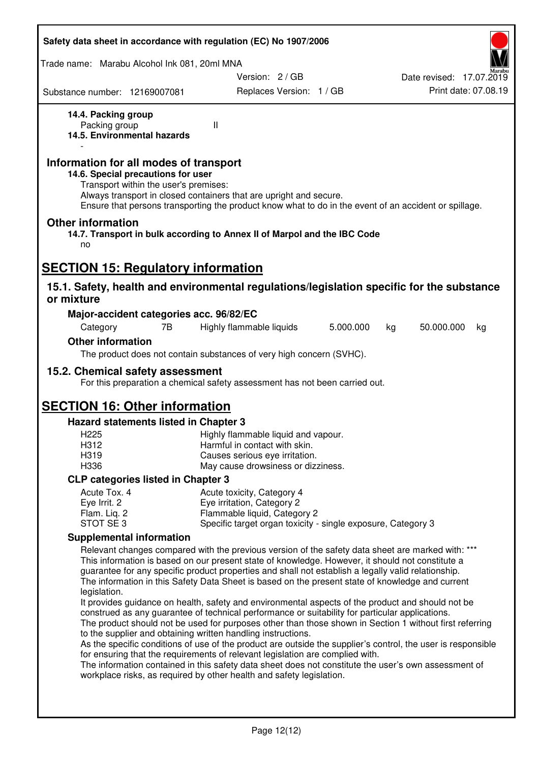**14.4. Packing group**

Packing group II

**14.5. Environmental hazards**

-

## Information for all modes of transport

**14.6. Special precautions for user**

Transport within the user's premises:
Always transport in closed containers that are upright and secure.
Ensure that persons transporting the product know what to do in the event of an accident or spillage.

## Other information

**14.7. Transport in bulk according to Annex II of Marpol and the IBC Code**

no

# SECTION 15: Regulatory information

## 15.1. Safety, health and environmental regulations/legislation specific for the substance or mixture

### Major-accident categories acc. 96/82/EC

| | | | | | | |
|---|---|---|---|---|---|---|
| Category | 7B | Highly flammable liquids | 5.000.000 | kg | 50.000.000 | kg |

### Other information

The product does not contain substances of very high concern (SVHC).

## 15.2. Chemical safety assessment

For this preparation a chemical safety assessment has not been carried out.

# SECTION 16: Other information

### Hazard statements listed in Chapter 3

| | |
|---|---|
| H225 | Highly flammable liquid and vapour. |
| H312 | Harmful in contact with skin. |
| H319 | Causes serious eye irritation. |
| H336 | May cause drowsiness or dizziness. |

### CLP categories listed in Chapter 3

| | |
|---|---|
| Acute Tox. 4 | Acute toxicity, Category 4 |
| Eye Irrit. 2 | Eye irritation, Category 2 |
| Flam. Liq. 2 | Flammable liquid, Category 2 |
| STOT SE 3 | Specific target organ toxicity - single exposure, Category 3 |

### Supplemental information

Relevant changes compared with the previous version of the safety data sheet are marked with: ***
This information is based on our present state of knowledge. However, it should not constitute a guarantee for any specific product properties and shall not establish a legally valid relationship.
The information in this Safety Data Sheet is based on the present state of knowledge and current legislation.
It provides guidance on health, safety and environmental aspects of the product and should not be construed as any guarantee of technical performance or suitability for particular applications.
The product should not be used for purposes other than those shown in Section 1 without first referring to the supplier and obtaining written handling instructions.
As the specific conditions of use of the product are outside the supplier's control, the user is responsible for ensuring that the requirements of relevant legislation are complied with.
The information contained in this safety data sheet does not constitute the user's own assessment of workplace risks, as required by other health and safety legislation.